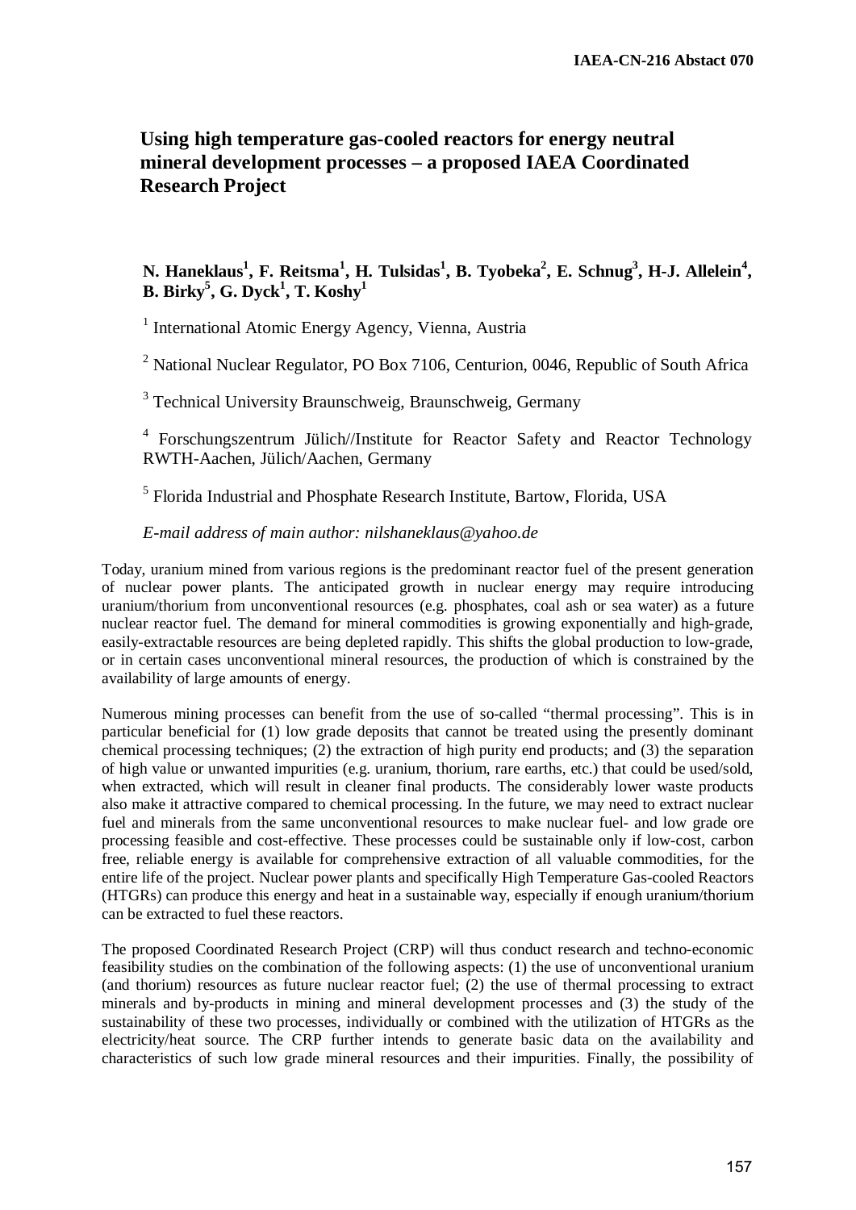# Using high temperature gas-cooled reactors for energy neutral mineral development processes – a proposed IAEA Coordinated Research Project

**N. Haneklaus[1], F. Reitsma[1], H. Tulsidas[1], B. Tyobeka[2], E. Schnug[3], H-J. Allelein[4], B. Birky[5], G. Dyck[1], T. Koshy[1]**

[1] International Atomic Energy Agency, Vienna, Austria

[2] National Nuclear Regulator, PO Box 7106, Centurion, 0046, Republic of South Africa

[3] Technical University Braunschweig, Braunschweig, Germany

[4] Forschungszentrum Jülich//Institute for Reactor Safety and Reactor Technology RWTH-Aachen, Jülich/Aachen, Germany

[5] Florida Industrial and Phosphate Research Institute, Bartow, Florida, USA

*E-mail address of main author: nilshaneklaus@yahoo.de*

Today, uranium mined from various regions is the predominant reactor fuel of the present generation of nuclear power plants. The anticipated growth in nuclear energy may require introducing uranium/thorium from unconventional resources (e.g. phosphates, coal ash or sea water) as a future nuclear reactor fuel. The demand for mineral commodities is growing exponentially and high-grade, easily-extractable resources are being depleted rapidly. This shifts the global production to low-grade, or in certain cases unconventional mineral resources, the production of which is constrained by the availability of large amounts of energy.

Numerous mining processes can benefit from the use of so-called "thermal processing". This is in particular beneficial for (1) low grade deposits that cannot be treated using the presently dominant chemical processing techniques; (2) the extraction of high purity end products; and (3) the separation of high value or unwanted impurities (e.g. uranium, thorium, rare earths, etc.) that could be used/sold, when extracted, which will result in cleaner final products. The considerably lower waste products also make it attractive compared to chemical processing. In the future, we may need to extract nuclear fuel and minerals from the same unconventional resources to make nuclear fuel- and low grade ore processing feasible and cost-effective. These processes could be sustainable only if low-cost, carbon free, reliable energy is available for comprehensive extraction of all valuable commodities, for the entire life of the project. Nuclear power plants and specifically High Temperature Gas-cooled Reactors (HTGRs) can produce this energy and heat in a sustainable way, especially if enough uranium/thorium can be extracted to fuel these reactors.

The proposed Coordinated Research Project (CRP) will thus conduct research and techno-economic feasibility studies on the combination of the following aspects: (1) the use of unconventional uranium (and thorium) resources as future nuclear reactor fuel; (2) the use of thermal processing to extract minerals and by-products in mining and mineral development processes and (3) the study of the sustainability of these two processes, individually or combined with the utilization of HTGRs as the electricity/heat source. The CRP further intends to generate basic data on the availability and characteristics of such low grade mineral resources and their impurities. Finally, the possibility of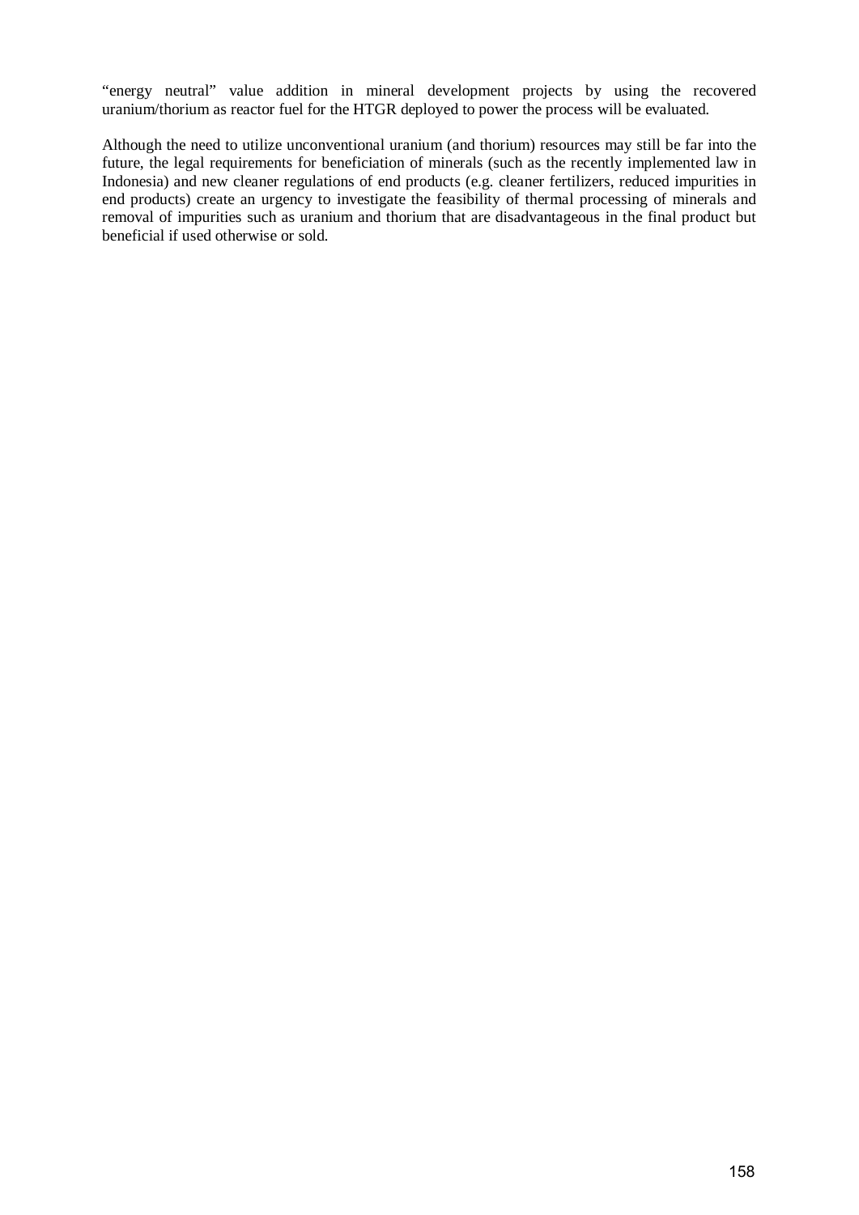"energy neutral" value addition in mineral development projects by using the recovered uranium/thorium as reactor fuel for the HTGR deployed to power the process will be evaluated.

Although the need to utilize unconventional uranium (and thorium) resources may still be far into the future, the legal requirements for beneficiation of minerals (such as the recently implemented law in Indonesia) and new cleaner regulations of end products (e.g. cleaner fertilizers, reduced impurities in end products) create an urgency to investigate the feasibility of thermal processing of minerals and removal of impurities such as uranium and thorium that are disadvantageous in the final product but beneficial if used otherwise or sold.